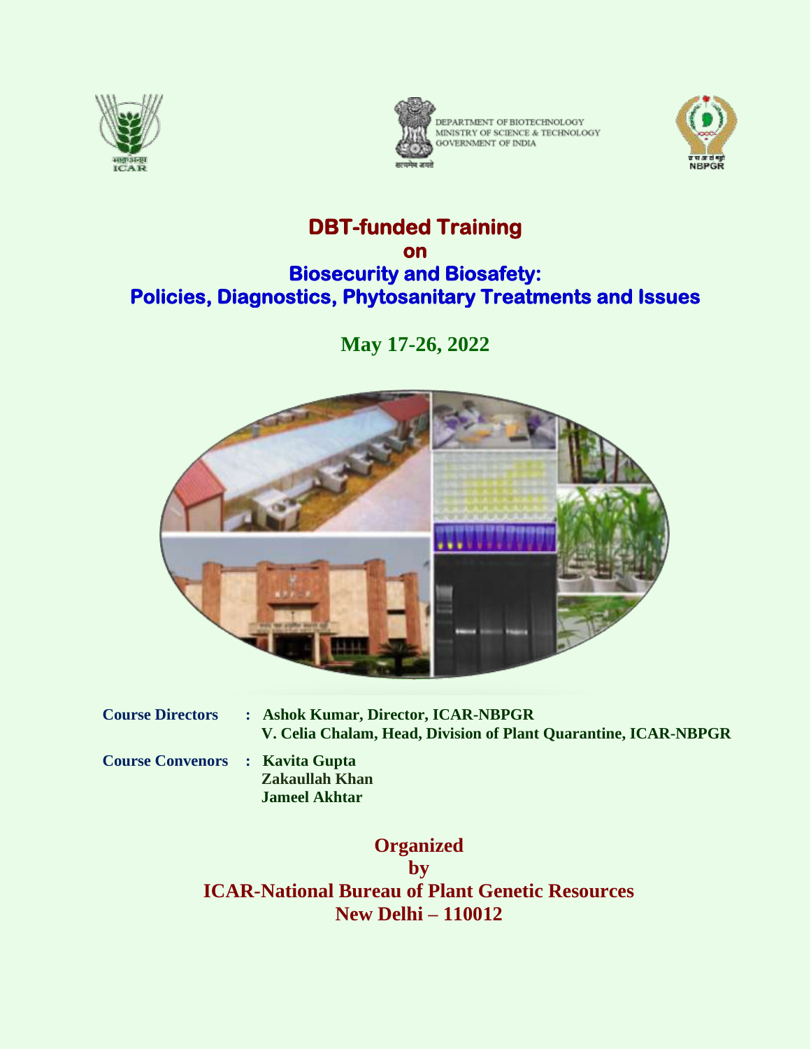DEPARTMENT OF BIOTECHNOLOGY
MINISTRY OF SCIENCE & TECHNOLOGY
GOVERNMENT OF INDIA

# DBT-funded Training
## on
## Biosecurity and Biosafety: Policies, Diagnostics, Phytosanitary Treatments and Issues

**May 17-26, 2022**

**Course Directors** : **Ashok Kumar, Director, ICAR-NBPGR**
**V. Celia Chalam, Head, Division of Plant Quarantine, ICAR-NBPGR**

**Course Convenors** : **Kavita Gupta**
**Zakaullah Khan**
**Jameel Akhtar**

**Organized**
**by**
**ICAR-National Bureau of Plant Genetic Resources**
**New Delhi – 110012**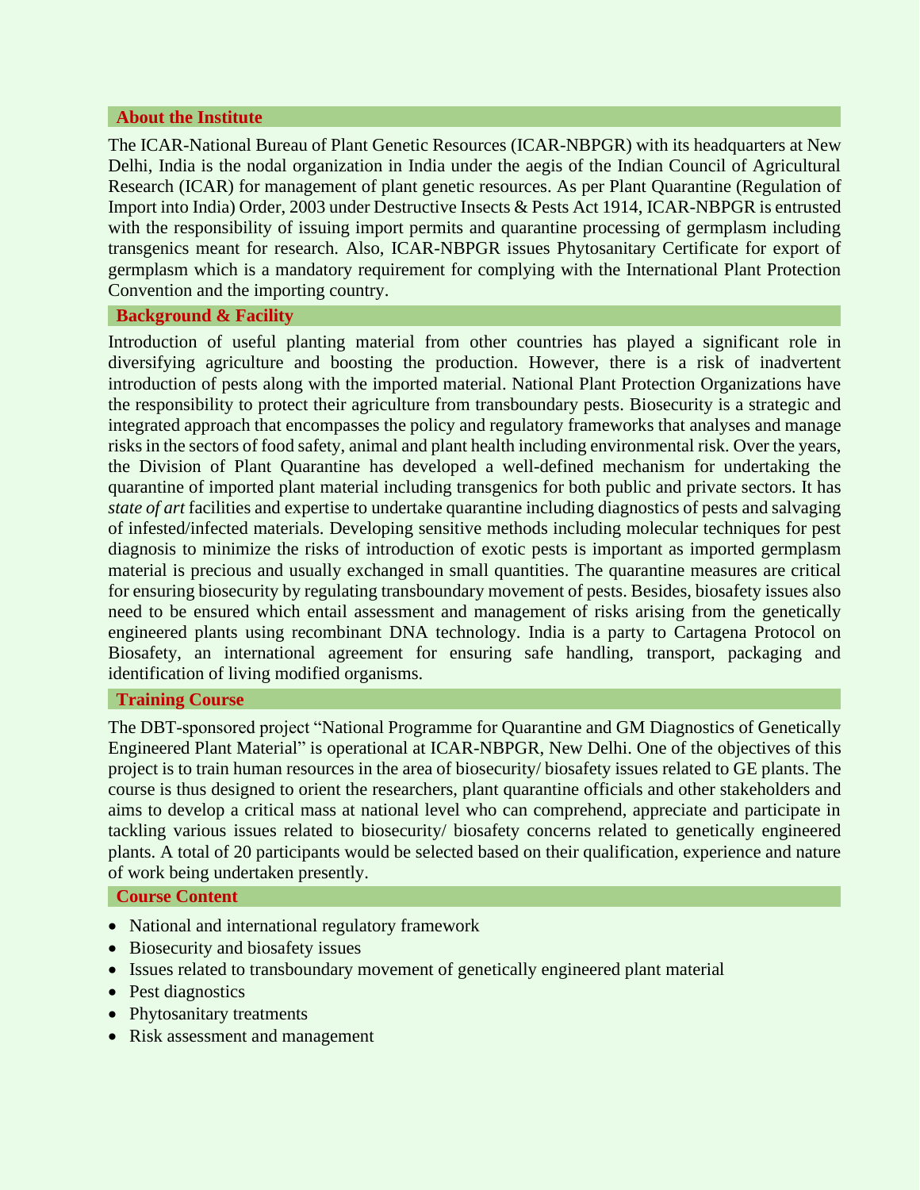## About the Institute

The ICAR-National Bureau of Plant Genetic Resources (ICAR-NBPGR) with its headquarters at New Delhi, India is the nodal organization in India under the aegis of the Indian Council of Agricultural Research (ICAR) for management of plant genetic resources. As per Plant Quarantine (Regulation of Import into India) Order, 2003 under Destructive Insects & Pests Act 1914, ICAR-NBPGR is entrusted with the responsibility of issuing import permits and quarantine processing of germplasm including transgenics meant for research. Also, ICAR-NBPGR issues Phytosanitary Certificate for export of germplasm which is a mandatory requirement for complying with the International Plant Protection Convention and the importing country.

## Background & Facility

Introduction of useful planting material from other countries has played a significant role in diversifying agriculture and boosting the production. However, there is a risk of inadvertent introduction of pests along with the imported material. National Plant Protection Organizations have the responsibility to protect their agriculture from transboundary pests. Biosecurity is a strategic and integrated approach that encompasses the policy and regulatory frameworks that analyses and manage risks in the sectors of food safety, animal and plant health including environmental risk. Over the years, the Division of Plant Quarantine has developed a well-defined mechanism for undertaking the quarantine of imported plant material including transgenics for both public and private sectors. It has *state of art* facilities and expertise to undertake quarantine including diagnostics of pests and salvaging of infested/infected materials. Developing sensitive methods including molecular techniques for pest diagnosis to minimize the risks of introduction of exotic pests is important as imported germplasm material is precious and usually exchanged in small quantities. The quarantine measures are critical for ensuring biosecurity by regulating transboundary movement of pests. Besides, biosafety issues also need to be ensured which entail assessment and management of risks arising from the genetically engineered plants using recombinant DNA technology. India is a party to Cartagena Protocol on Biosafety, an international agreement for ensuring safe handling, transport, packaging and identification of living modified organisms.

## Training Course

The DBT-sponsored project "National Programme for Quarantine and GM Diagnostics of Genetically Engineered Plant Material" is operational at ICAR-NBPGR, New Delhi. One of the objectives of this project is to train human resources in the area of biosecurity/ biosafety issues related to GE plants. The course is thus designed to orient the researchers, plant quarantine officials and other stakeholders and aims to develop a critical mass at national level who can comprehend, appreciate and participate in tackling various issues related to biosecurity/ biosafety concerns related to genetically engineered plants. A total of 20 participants would be selected based on their qualification, experience and nature of work being undertaken presently.

## Course Content

- National and international regulatory framework
- Biosecurity and biosafety issues
- Issues related to transboundary movement of genetically engineered plant material
- Pest diagnostics
- Phytosanitary treatments
- Risk assessment and management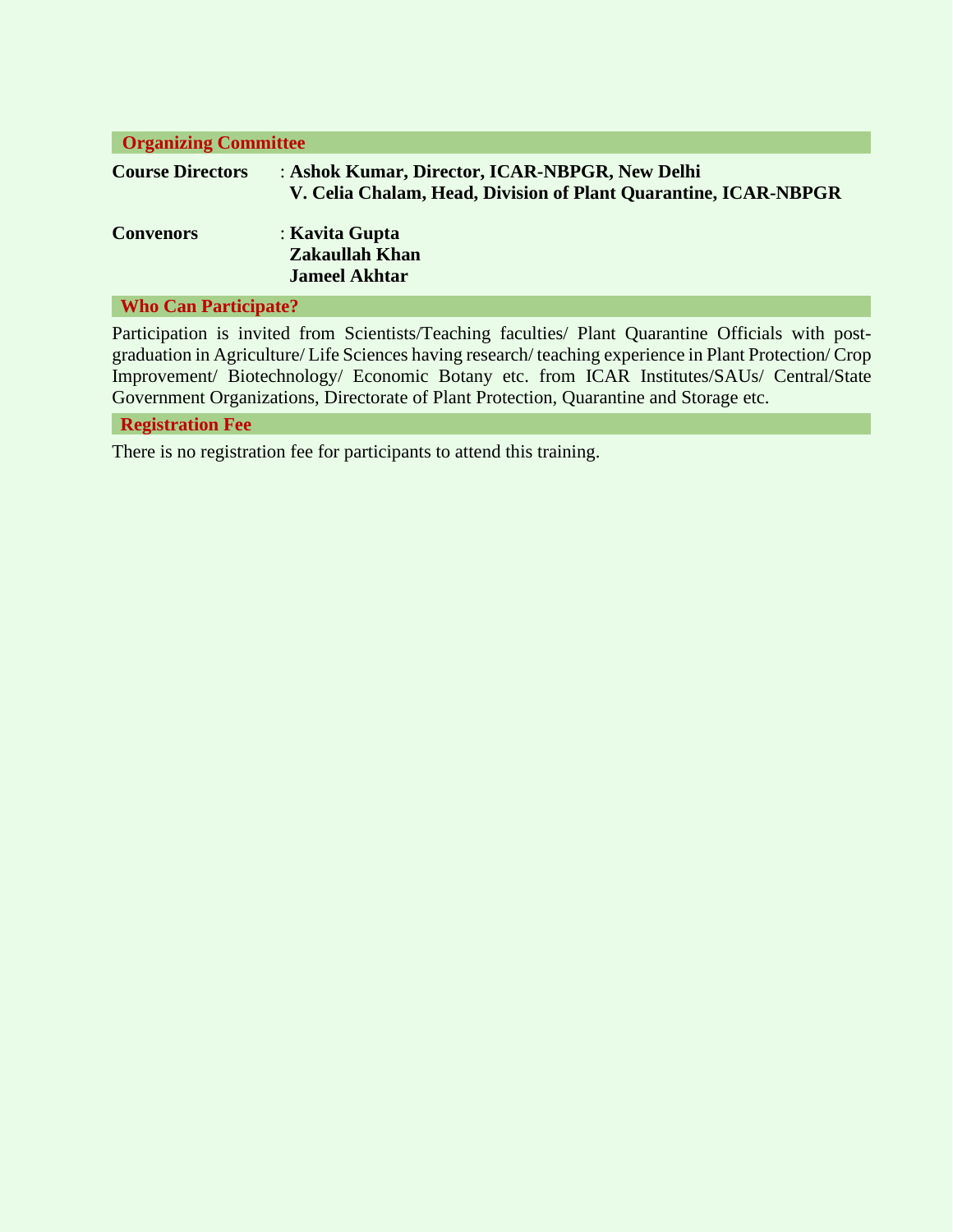## Organizing Committee

**Course Directors** : **Ashok Kumar, Director, ICAR-NBPGR, New Delhi**
**V. Celia Chalam, Head, Division of Plant Quarantine, ICAR-NBPGR**

**Convenors** : **Kavita Gupta**
**Zakaullah Khan**
**Jameel Akhtar**

## Who Can Participate?

Participation is invited from Scientists/Teaching faculties/ Plant Quarantine Officials with post-graduation in Agriculture/ Life Sciences having research/ teaching experience in Plant Protection/ Crop Improvement/ Biotechnology/ Economic Botany etc. from ICAR Institutes/SAUs/ Central/State Government Organizations, Directorate of Plant Protection, Quarantine and Storage etc.

## Registration Fee

There is no registration fee for participants to attend this training.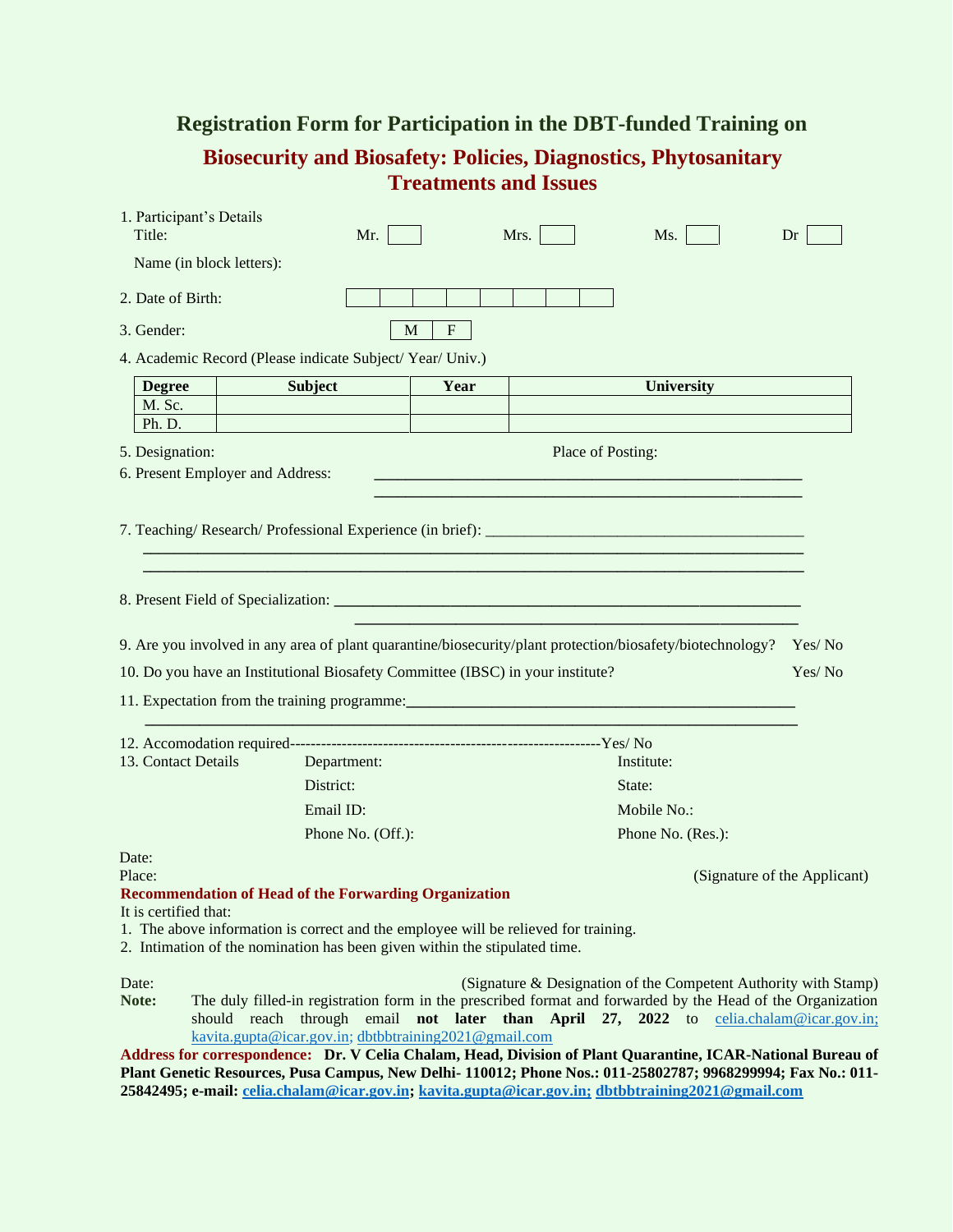## Registration Form for Participation in the DBT-funded Training on

## Biosecurity and Biosafety: Policies, Diagnostics, Phytosanitary Treatments and Issues

1. Participant's Details
   Title: Mr. ☐ Mrs. ☐ Ms. ☐ Dr ☐

   Name (in block letters):

2. Date of Birth: ☐☐☐☐☐☐☐☐

3. Gender: M | F

4. Academic Record (Please indicate Subject/ Year/ Univ.)

| Degree | Subject | Year | University |
|---|---|---|---|
| M. Sc. | | | |
| Ph. D. | | | |

5. Designation: Place of Posting:

6. Present Employer and Address: ______________________________________________________
   ______________________________________________________

7. Teaching/ Research/ Professional Experience (in brief): ________________________________________
   ______________________________________________________________________________
   ______________________________________________________________________________

8. Present Field of Specialization: ______________________________________________________
   ______________________________________________________

9. Are you involved in any area of plant quarantine/biosecurity/plant protection/biosafety/biotechnology? Yes/ No

10. Do you have an Institutional Biosafety Committee (IBSC) in your institute? Yes/ No

11. Expectation from the training programme:_____________________________________________
    ______________________________________________________________________________

12. Accomodation required-------------------------------------------------------------Yes/ No

13. Contact Details

    Department: Institute:

    District: State:

    Email ID: Mobile No.:

    Phone No. (Off.): Phone No. (Res.):

Date:

Place: (Signature of the Applicant)

**Recommendation of Head of the Forwarding Organization**

It is certified that:

1. The above information is correct and the employee will be relieved for training.
2. Intimation of the nomination has been given within the stipulated time.

Date: (Signature & Designation of the Competent Authority with Stamp)

**Note:** The duly filled-in registration form in the prescribed format and forwarded by the Head of the Organization should reach through email **not later than April 27, 2022** to celia.chalam@icar.gov.in; kavita.gupta@icar.gov.in; dbtbbtraining2021@gmail.com

**Address for correspondence: Dr. V Celia Chalam, Head, Division of Plant Quarantine, ICAR-National Bureau of Plant Genetic Resources, Pusa Campus, New Delhi- 110012; Phone Nos.: 011-25802787; 9968299994; Fax No.: 011-25842495; e-mail: celia.chalam@icar.gov.in; kavita.gupta@icar.gov.in; dbtbbtraining2021@gmail.com**